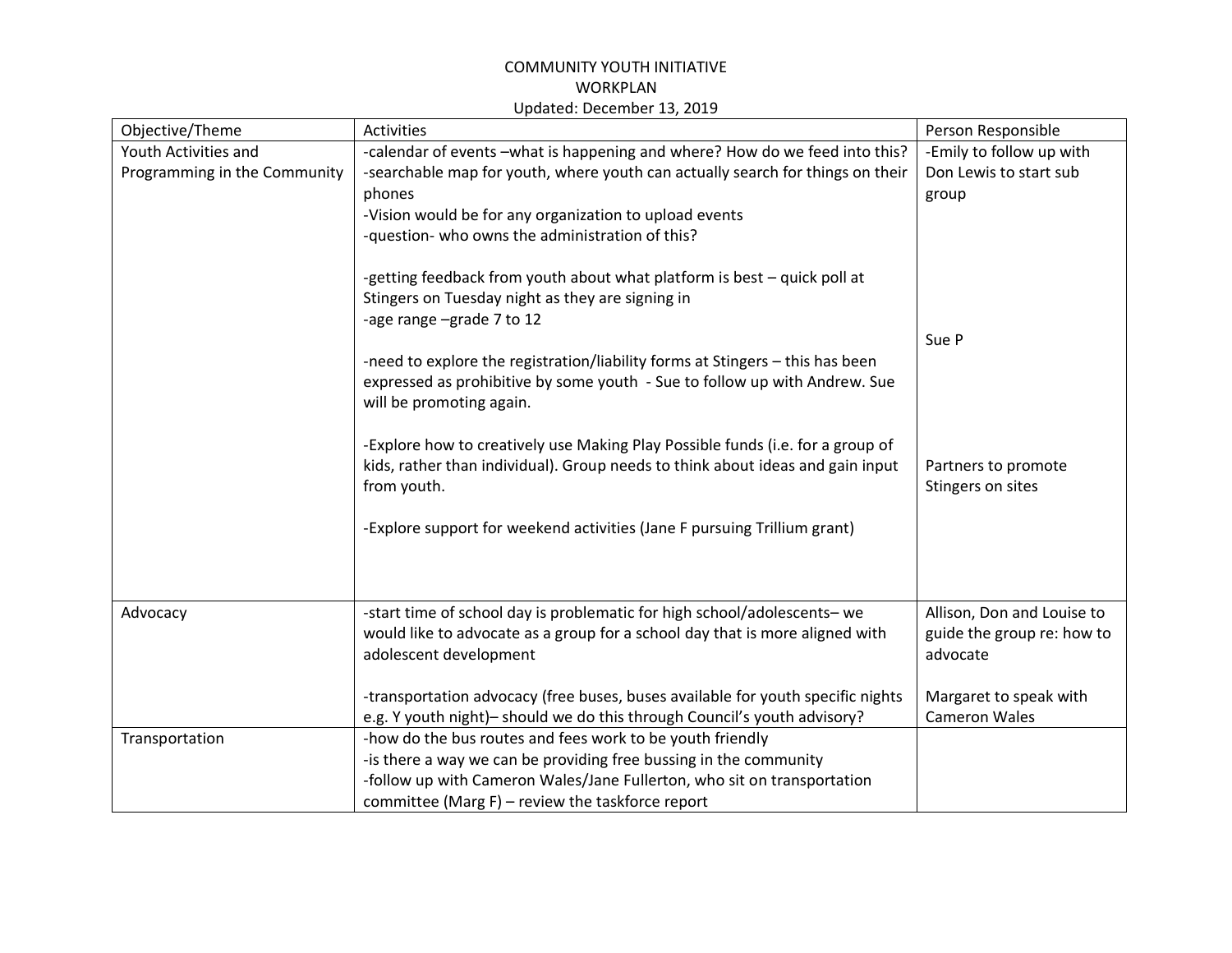# COMMUNITY YOUTH INITIATIVE
## WORKPLAN
Updated: December 13, 2019

| Objective/Theme | Activities | Person Responsible |
|---|---|---|
| Youth Activities and Programming in the Community | -calendar of events –what is happening and where? How do we feed into this?<br>-searchable map for youth, where youth can actually search for things on their phones<br>-Vision would be for any organization to upload events<br>-question- who owns the administration of this?<br><br>-getting feedback from youth about what platform is best – quick poll at Stingers on Tuesday night as they are signing in<br>-age range –grade 7 to 12<br><br>-need to explore the registration/liability forms at Stingers – this has been expressed as prohibitive by some youth - Sue to follow up with Andrew. Sue will be promoting again.<br><br>-Explore how to creatively use Making Play Possible funds (i.e. for a group of kids, rather than individual). Group needs to think about ideas and gain input from youth.<br><br>-Explore support for weekend activities (Jane F pursuing Trillium grant) | -Emily to follow up with Don Lewis to start sub group<br><br>Sue P<br><br>Partners to promote Stingers on sites |
| Advocacy | -start time of school day is problematic for high school/adolescents– we would like to advocate as a group for a school day that is more aligned with adolescent development<br><br>-transportation advocacy (free buses, buses available for youth specific nights e.g. Y youth night)– should we do this through Council's youth advisory? | Allison, Don and Louise to guide the group re: how to advocate<br><br>Margaret to speak with Cameron Wales |
| Transportation | -how do the bus routes and fees work to be youth friendly<br>-is there a way we can be providing free bussing in the community<br>-follow up with Cameron Wales/Jane Fullerton, who sit on transportation committee (Marg F) – review the taskforce report | |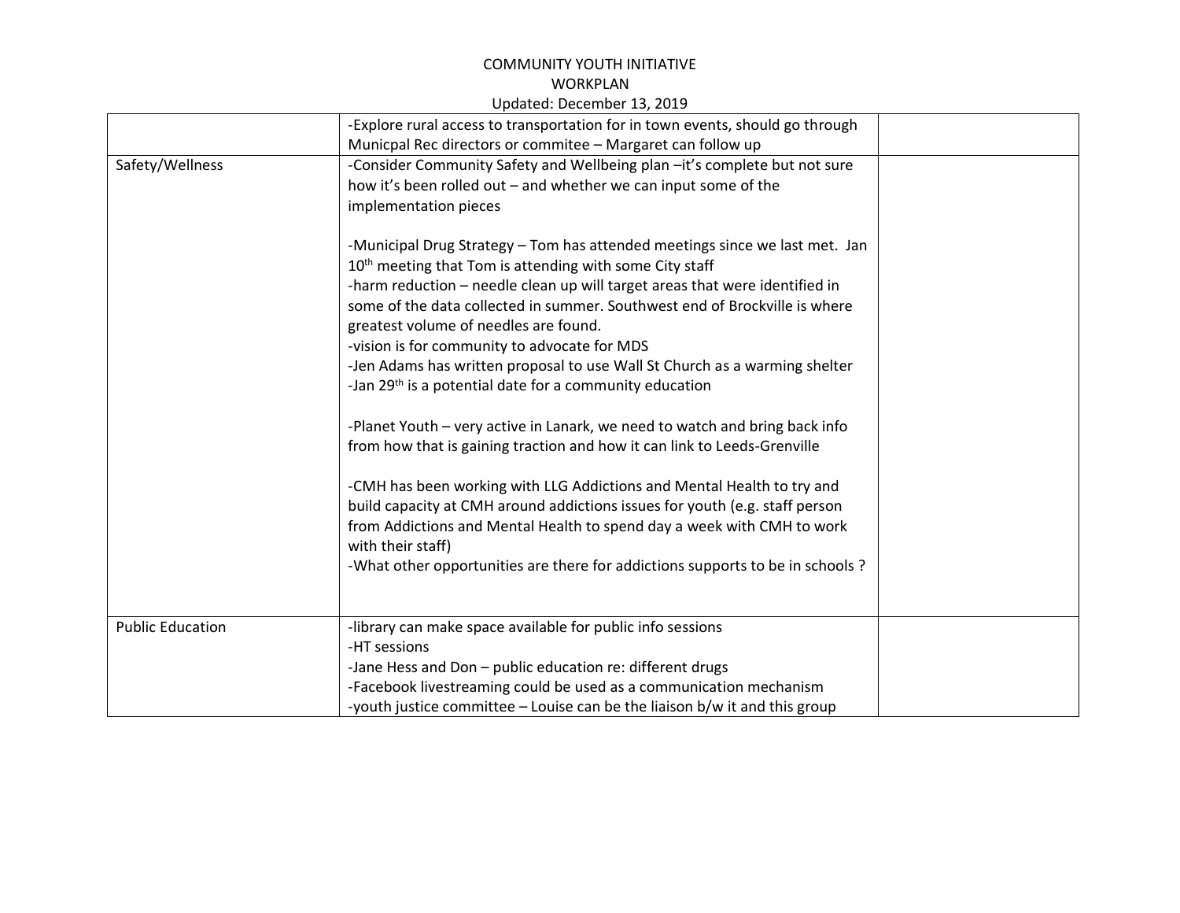COMMUNITY YOUTH INITIATIVE
WORKPLAN
Updated: December 13, 2019

| | | |
|---|---|---|
| | -Explore rural access to transportation for in town events, should go through Municpal Rec directors or commitee – Margaret can follow up | |
| Safety/Wellness | -Consider Community Safety and Wellbeing plan –it's complete but not sure how it's been rolled out – and whether we can input some of the implementation pieces<br><br>-Municipal Drug Strategy – Tom has attended meetings since we last met. Jan 10th meeting that Tom is attending with some City staff<br>-harm reduction – needle clean up will target areas that were identified in some of the data collected in summer. Southwest end of Brockville is where greatest volume of needles are found.<br>-vision is for community to advocate for MDS<br>-Jen Adams has written proposal to use Wall St Church as a warming shelter<br>-Jan 29th is a potential date for a community education<br><br>-Planet Youth – very active in Lanark, we need to watch and bring back info from how that is gaining traction and how it can link to Leeds-Grenville<br><br>-CMH has been working with LLG Addictions and Mental Health to try and build capacity at CMH around addictions issues for youth (e.g. staff person from Addictions and Mental Health to spend day a week with CMH to work with their staff)<br>-What other opportunities are there for addictions supports to be in schools ? | |
| Public Education | -library can make space available for public info sessions<br>-HT sessions<br>-Jane Hess and Don – public education re: different drugs<br>-Facebook livestreaming could be used as a communication mechanism<br>-youth justice committee – Louise can be the liaison b/w it and this group | |